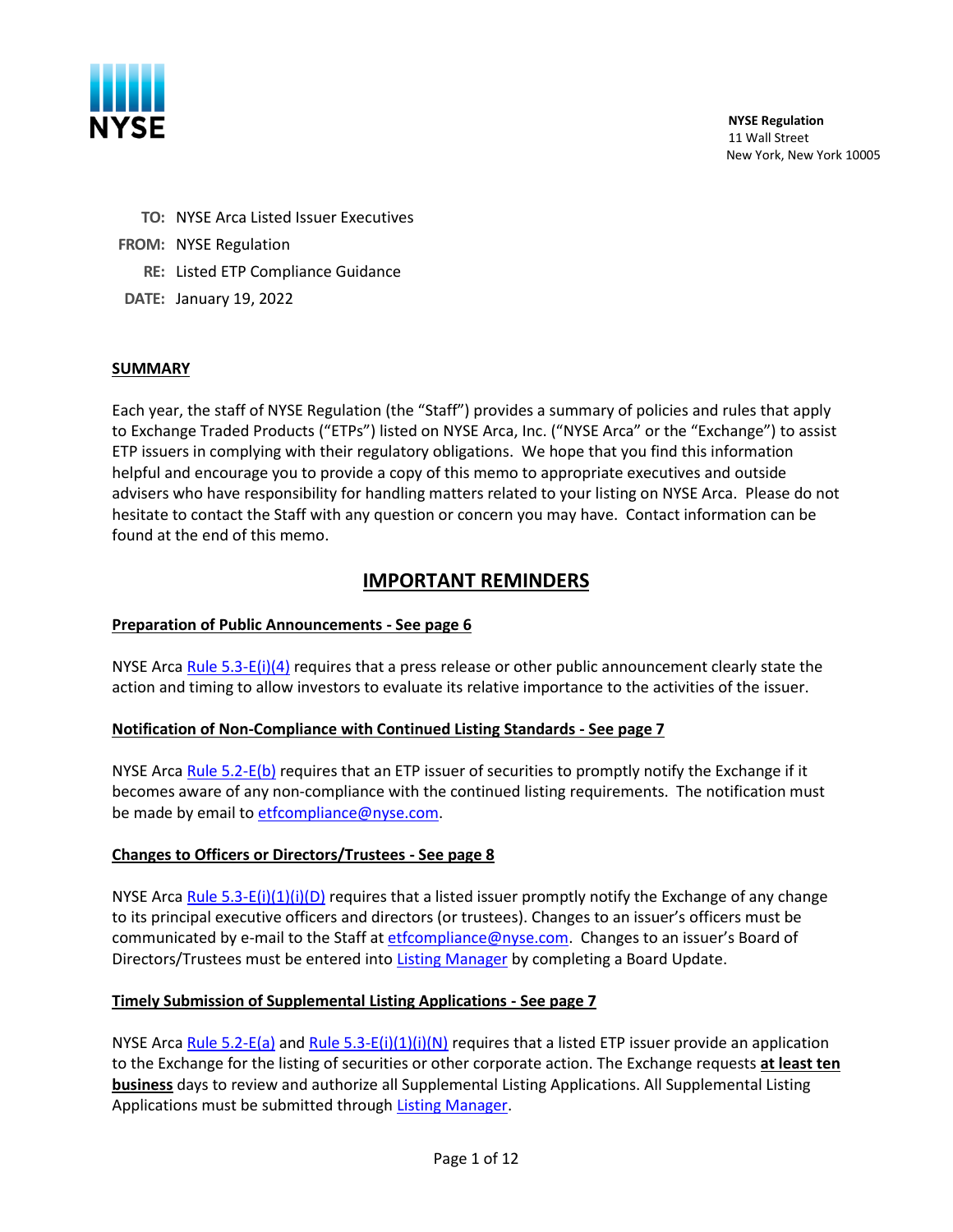NYSE

**NYSE Regulation**
11 Wall Street
New York, New York 10005

**TO:** NYSE Arca Listed Issuer Executives

**FROM:** NYSE Regulation

**RE:** Listed ETP Compliance Guidance

**DATE:** January 19, 2022

## SUMMARY

Each year, the staff of NYSE Regulation (the "Staff") provides a summary of policies and rules that apply to Exchange Traded Products ("ETPs") listed on NYSE Arca, Inc. ("NYSE Arca" or the "Exchange") to assist ETP issuers in complying with their regulatory obligations. We hope that you find this information helpful and encourage you to provide a copy of this memo to appropriate executives and outside advisers who have responsibility for handling matters related to your listing on NYSE Arca. Please do not hesitate to contact the Staff with any question or concern you may have. Contact information can be found at the end of this memo.

# IMPORTANT REMINDERS

### Preparation of Public Announcements - See page 6

NYSE Arca Rule 5.3-E(i)(4) requires that a press release or other public announcement clearly state the action and timing to allow investors to evaluate its relative importance to the activities of the issuer.

### Notification of Non-Compliance with Continued Listing Standards - See page 7

NYSE Arca Rule 5.2-E(b) requires that an ETP issuer of securities to promptly notify the Exchange if it becomes aware of any non-compliance with the continued listing requirements. The notification must be made by email to etfcompliance@nyse.com.

### Changes to Officers or Directors/Trustees - See page 8

NYSE Arca Rule 5.3-E(i)(1)(i)(D) requires that a listed issuer promptly notify the Exchange of any change to its principal executive officers and directors (or trustees). Changes to an issuer's officers must be communicated by e-mail to the Staff at etfcompliance@nyse.com. Changes to an issuer's Board of Directors/Trustees must be entered into Listing Manager by completing a Board Update.

### Timely Submission of Supplemental Listing Applications - See page 7

NYSE Arca Rule 5.2-E(a) and Rule 5.3-E(i)(1)(i)(N) requires that a listed ETP issuer provide an application to the Exchange for the listing of securities or other corporate action. The Exchange requests **at least ten business** days to review and authorize all Supplemental Listing Applications. All Supplemental Listing Applications must be submitted through Listing Manager.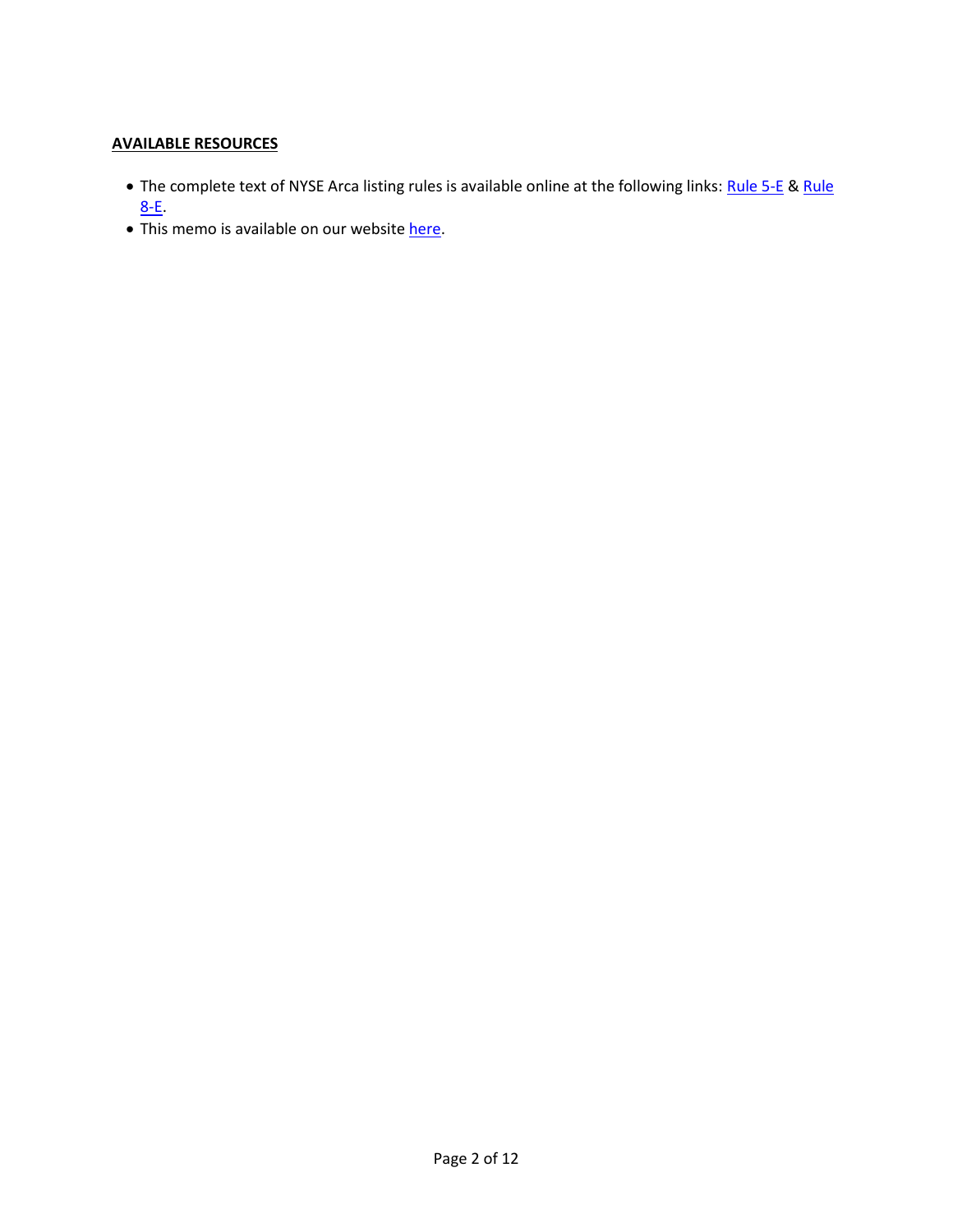**AVAILABLE RESOURCES**

- The complete text of NYSE Arca listing rules is available online at the following links: Rule 5-E & Rule 8-E.
- This memo is available on our website here.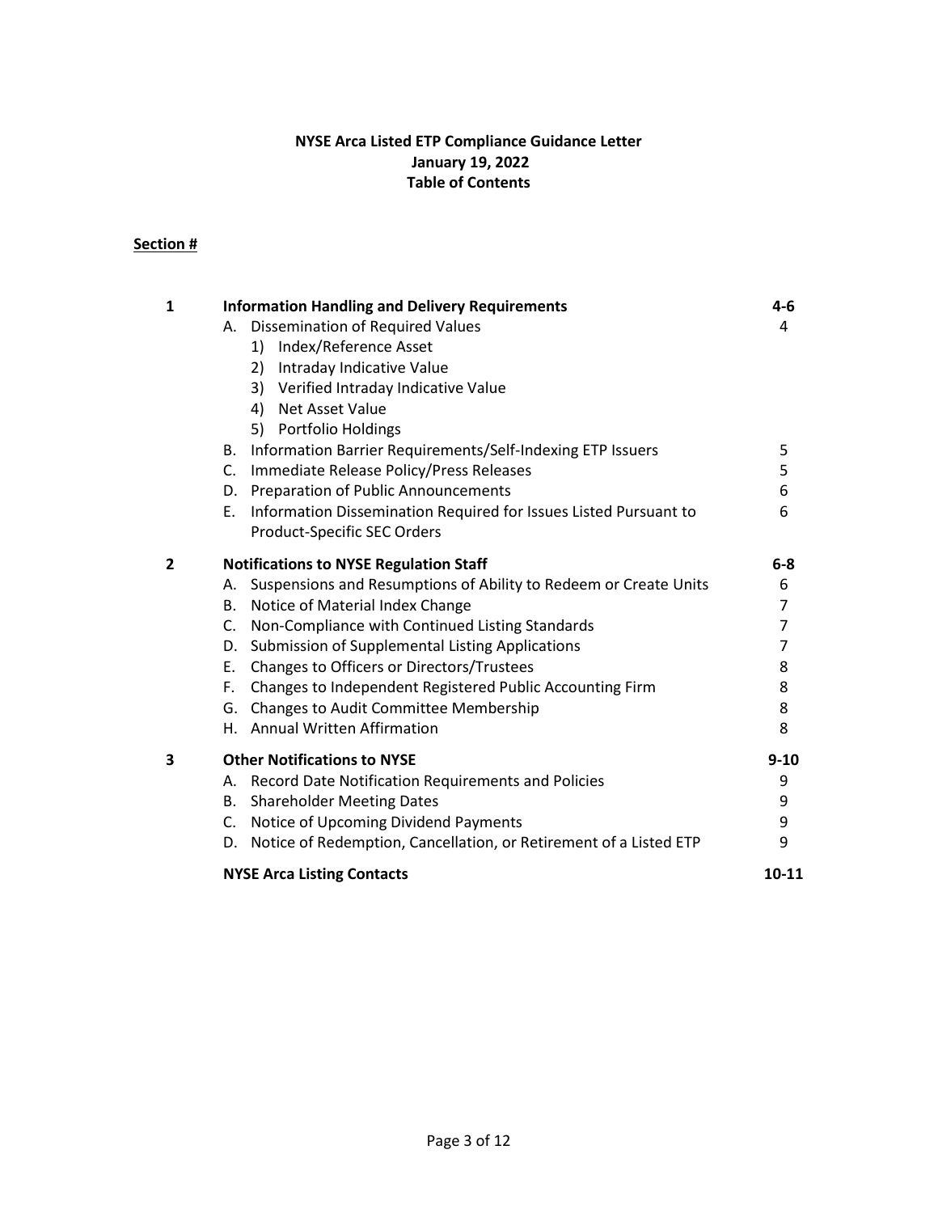**NYSE Arca Listed ETP Compliance Guidance Letter**
**January 19, 2022**
**Table of Contents**

**Section #**

| | | |
|---|---|---|
| **1** | **Information Handling and Delivery Requirements** | **4-6** |
| | A. Dissemination of Required Values | 4 |
| | 1) Index/Reference Asset | |
| | 2) Intraday Indicative Value | |
| | 3) Verified Intraday Indicative Value | |
| | 4) Net Asset Value | |
| | 5) Portfolio Holdings | |
| | B. Information Barrier Requirements/Self-Indexing ETP Issuers | 5 |
| | C. Immediate Release Policy/Press Releases | 5 |
| | D. Preparation of Public Announcements | 6 |
| | E. Information Dissemination Required for Issues Listed Pursuant to Product-Specific SEC Orders | 6 |
| **2** | **Notifications to NYSE Regulation Staff** | **6-8** |
| | A. Suspensions and Resumptions of Ability to Redeem or Create Units | 6 |
| | B. Notice of Material Index Change | 7 |
| | C. Non-Compliance with Continued Listing Standards | 7 |
| | D. Submission of Supplemental Listing Applications | 7 |
| | E. Changes to Officers or Directors/Trustees | 8 |
| | F. Changes to Independent Registered Public Accounting Firm | 8 |
| | G. Changes to Audit Committee Membership | 8 |
| | H. Annual Written Affirmation | 8 |
| **3** | **Other Notifications to NYSE** | **9-10** |
| | A. Record Date Notification Requirements and Policies | 9 |
| | B. Shareholder Meeting Dates | 9 |
| | C. Notice of Upcoming Dividend Payments | 9 |
| | D. Notice of Redemption, Cancellation, or Retirement of a Listed ETP | 9 |
| | **NYSE Arca Listing Contacts** | **10-11** |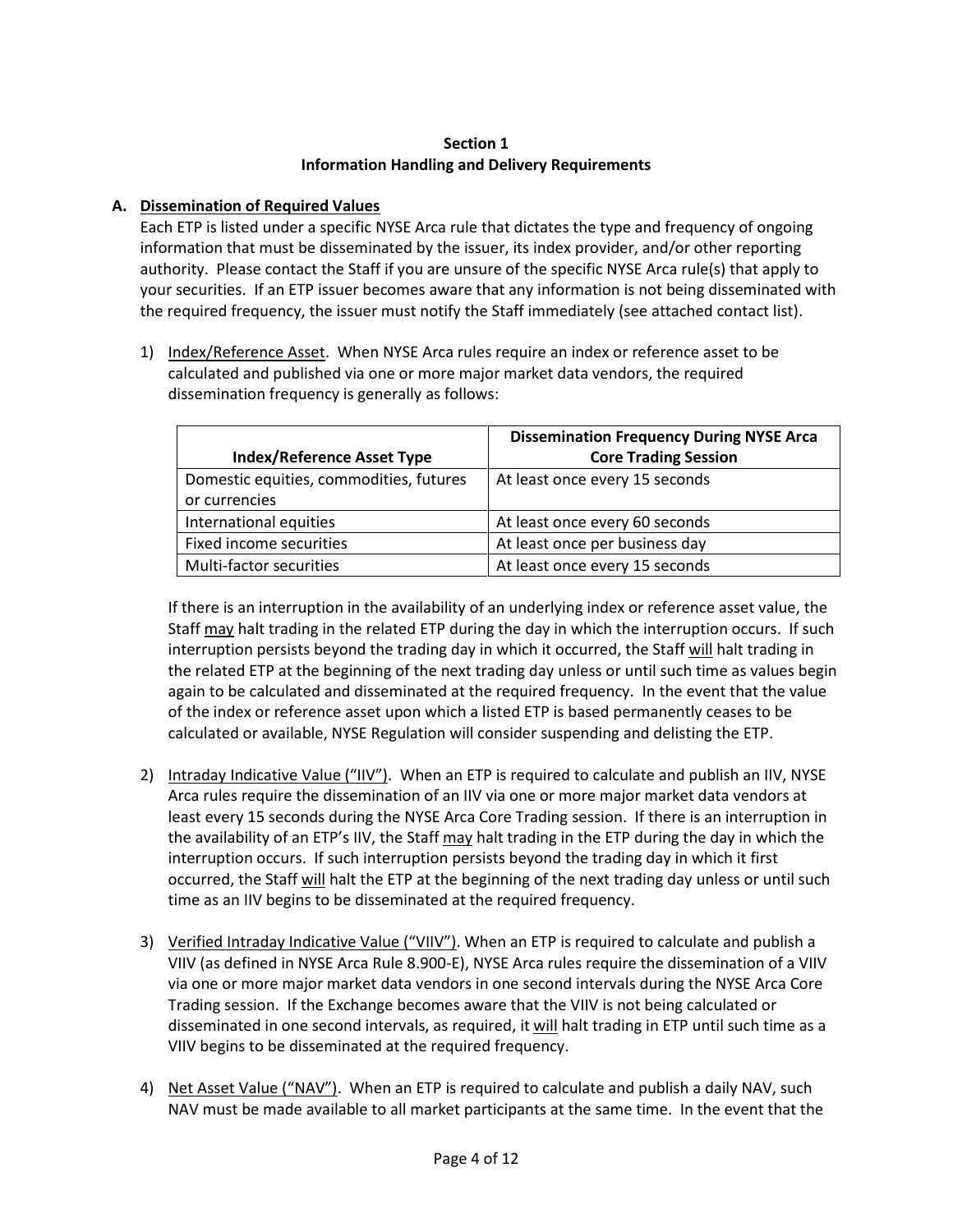## Section 1
## Information Handling and Delivery Requirements

### A. Dissemination of Required Values

Each ETP is listed under a specific NYSE Arca rule that dictates the type and frequency of ongoing information that must be disseminated by the issuer, its index provider, and/or other reporting authority. Please contact the Staff if you are unsure of the specific NYSE Arca rule(s) that apply to your securities. If an ETP issuer becomes aware that any information is not being disseminated with the required frequency, the issuer must notify the Staff immediately (see attached contact list).

1) Index/Reference Asset. When NYSE Arca rules require an index or reference asset to be calculated and published via one or more major market data vendors, the required dissemination frequency is generally as follows:

| Index/Reference Asset Type | Dissemination Frequency During NYSE Arca Core Trading Session |
|---|---|
| Domestic equities, commodities, futures or currencies | At least once every 15 seconds |
| International equities | At least once every 60 seconds |
| Fixed income securities | At least once per business day |
| Multi-factor securities | At least once every 15 seconds |

If there is an interruption in the availability of an underlying index or reference asset value, the Staff may halt trading in the related ETP during the day in which the interruption occurs. If such interruption persists beyond the trading day in which it occurred, the Staff will halt trading in the related ETP at the beginning of the next trading day unless or until such time as values begin again to be calculated and disseminated at the required frequency. In the event that the value of the index or reference asset upon which a listed ETP is based permanently ceases to be calculated or available, NYSE Regulation will consider suspending and delisting the ETP.

2) Intraday Indicative Value ("IIV"). When an ETP is required to calculate and publish an IIV, NYSE Arca rules require the dissemination of an IIV via one or more major market data vendors at least every 15 seconds during the NYSE Arca Core Trading session. If there is an interruption in the availability of an ETP's IIV, the Staff may halt trading in the ETP during the day in which the interruption occurs. If such interruption persists beyond the trading day in which it first occurred, the Staff will halt the ETP at the beginning of the next trading day unless or until such time as an IIV begins to be disseminated at the required frequency.

3) Verified Intraday Indicative Value ("VIIV"). When an ETP is required to calculate and publish a VIIV (as defined in NYSE Arca Rule 8.900-E), NYSE Arca rules require the dissemination of a VIIV via one or more major market data vendors in one second intervals during the NYSE Arca Core Trading session. If the Exchange becomes aware that the VIIV is not being calculated or disseminated in one second intervals, as required, it will halt trading in ETP until such time as a VIIV begins to be disseminated at the required frequency.

4) Net Asset Value ("NAV"). When an ETP is required to calculate and publish a daily NAV, such NAV must be made available to all market participants at the same time. In the event that the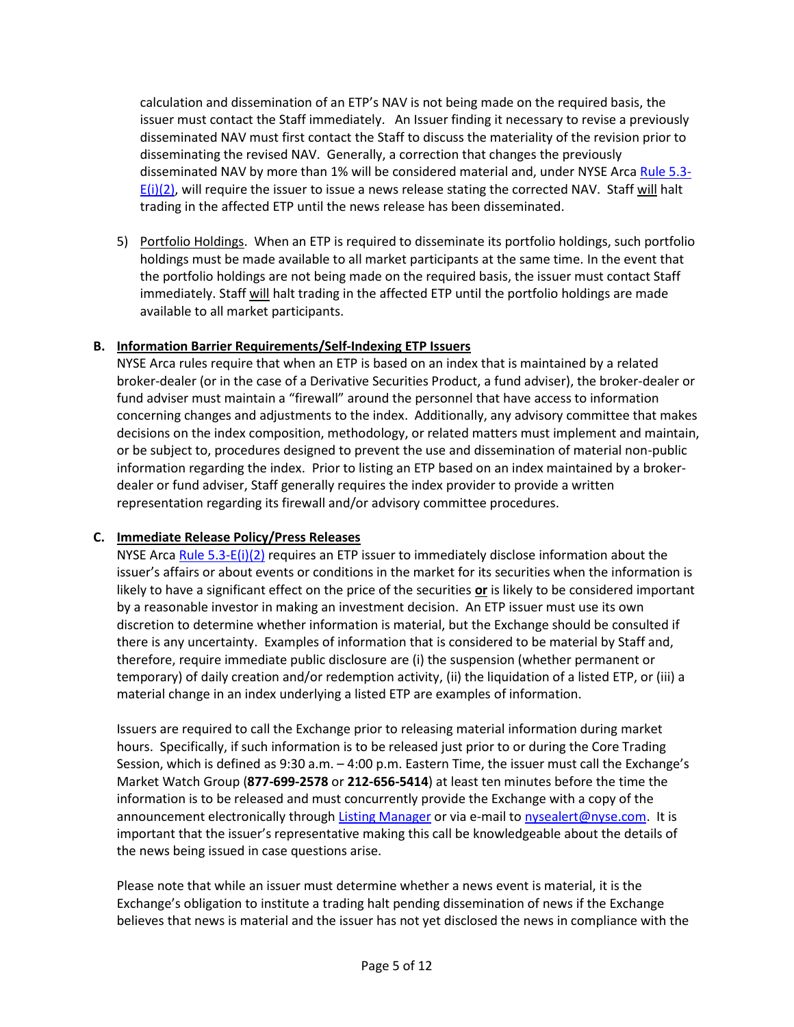calculation and dissemination of an ETP's NAV is not being made on the required basis, the issuer must contact the Staff immediately. An Issuer finding it necessary to revise a previously disseminated NAV must first contact the Staff to discuss the materiality of the revision prior to disseminating the revised NAV. Generally, a correction that changes the previously disseminated NAV by more than 1% will be considered material and, under NYSE Arca [Rule 5.3-E(i)(2)](), will require the issuer to issue a news release stating the corrected NAV. Staff <u>will</u> halt trading in the affected ETP until the news release has been disseminated.

5) <u>Portfolio Holdings</u>. When an ETP is required to disseminate its portfolio holdings, such portfolio holdings must be made available to all market participants at the same time. In the event that the portfolio holdings are not being made on the required basis, the issuer must contact Staff immediately. Staff <u>will</u> halt trading in the affected ETP until the portfolio holdings are made available to all market participants.

### B. <u>Information Barrier Requirements/Self-Indexing ETP Issuers</u>

NYSE Arca rules require that when an ETP is based on an index that is maintained by a related broker-dealer (or in the case of a Derivative Securities Product, a fund adviser), the broker-dealer or fund adviser must maintain a "firewall" around the personnel that have access to information concerning changes and adjustments to the index. Additionally, any advisory committee that makes decisions on the index composition, methodology, or related matters must implement and maintain, or be subject to, procedures designed to prevent the use and dissemination of material non-public information regarding the index. Prior to listing an ETP based on an index maintained by a broker-dealer or fund adviser, Staff generally requires the index provider to provide a written representation regarding its firewall and/or advisory committee procedures.

### C. <u>Immediate Release Policy/Press Releases</u>

NYSE Arca [Rule 5.3-E(i)(2)]() requires an ETP issuer to immediately disclose information about the issuer's affairs or about events or conditions in the market for its securities when the information is likely to have a significant effect on the price of the securities **<u>or</u>** is likely to be considered important by a reasonable investor in making an investment decision. An ETP issuer must use its own discretion to determine whether information is material, but the Exchange should be consulted if there is any uncertainty. Examples of information that is considered to be material by Staff and, therefore, require immediate public disclosure are (i) the suspension (whether permanent or temporary) of daily creation and/or redemption activity, (ii) the liquidation of a listed ETP, or (iii) a material change in an index underlying a listed ETP are examples of information.

Issuers are required to call the Exchange prior to releasing material information during market hours. Specifically, if such information is to be released just prior to or during the Core Trading Session, which is defined as 9:30 a.m. – 4:00 p.m. Eastern Time, the issuer must call the Exchange's Market Watch Group (**877-699-2578** or **212-656-5414**) at least ten minutes before the time the information is to be released and must concurrently provide the Exchange with a copy of the announcement electronically through [Listing Manager]() or via e-mail to [nysealert@nyse.com](mailto:nysealert@nyse.com). It is important that the issuer's representative making this call be knowledgeable about the details of the news being issued in case questions arise.

Please note that while an issuer must determine whether a news event is material, it is the Exchange's obligation to institute a trading halt pending dissemination of news if the Exchange believes that news is material and the issuer has not yet disclosed the news in compliance with the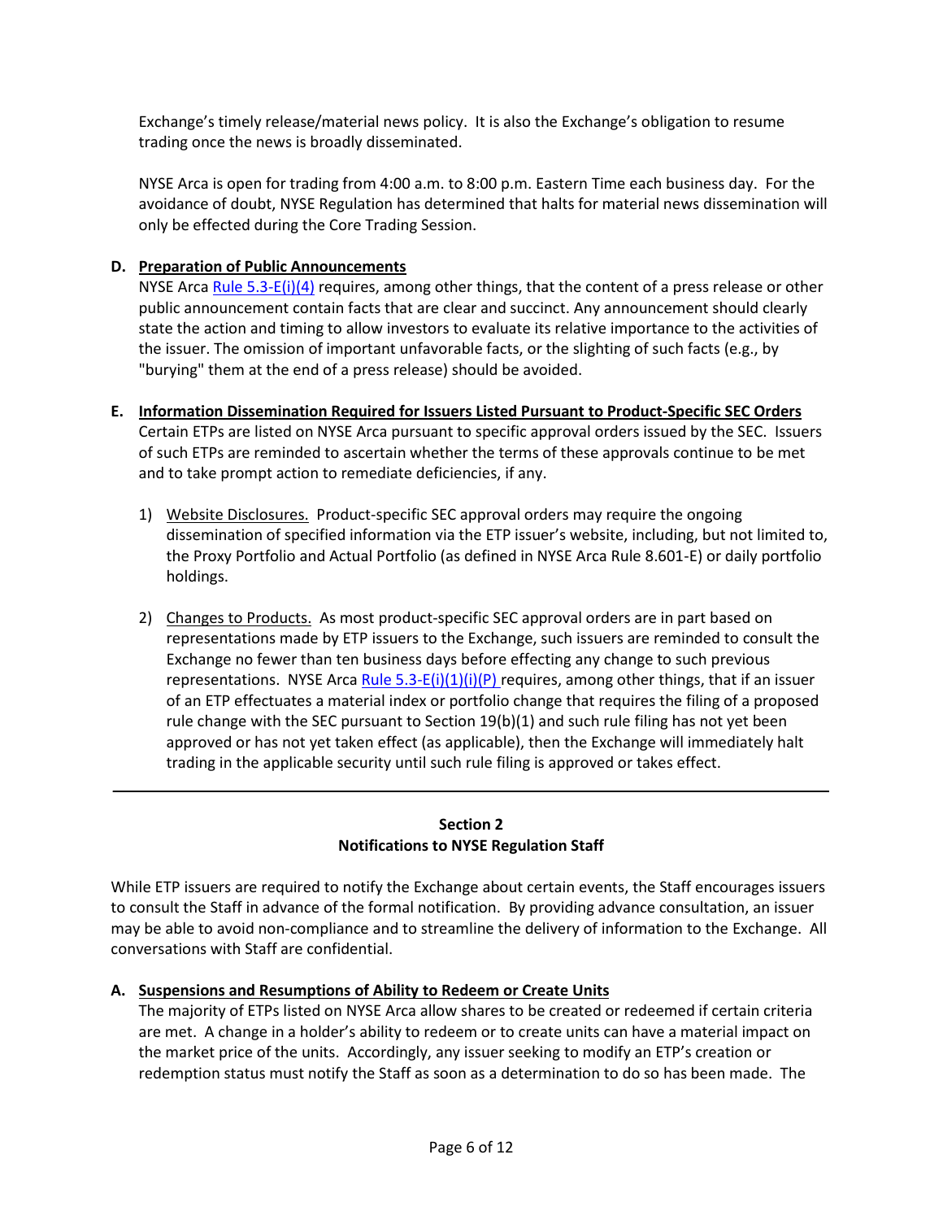Exchange's timely release/material news policy. It is also the Exchange's obligation to resume trading once the news is broadly disseminated.

NYSE Arca is open for trading from 4:00 a.m. to 8:00 p.m. Eastern Time each business day. For the avoidance of doubt, NYSE Regulation has determined that halts for material news dissemination will only be effected during the Core Trading Session.

**D. Preparation of Public Announcements**

NYSE Arca Rule 5.3-E(i)(4) requires, among other things, that the content of a press release or other public announcement contain facts that are clear and succinct. Any announcement should clearly state the action and timing to allow investors to evaluate its relative importance to the activities of the issuer. The omission of important unfavorable facts, or the slighting of such facts (e.g., by "burying" them at the end of a press release) should be avoided.

**E. Information Dissemination Required for Issuers Listed Pursuant to Product-Specific SEC Orders**

Certain ETPs are listed on NYSE Arca pursuant to specific approval orders issued by the SEC. Issuers of such ETPs are reminded to ascertain whether the terms of these approvals continue to be met and to take prompt action to remediate deficiencies, if any.

1) Website Disclosures. Product-specific SEC approval orders may require the ongoing dissemination of specified information via the ETP issuer's website, including, but not limited to, the Proxy Portfolio and Actual Portfolio (as defined in NYSE Arca Rule 8.601-E) or daily portfolio holdings.

2) Changes to Products. As most product-specific SEC approval orders are in part based on representations made by ETP issuers to the Exchange, such issuers are reminded to consult the Exchange no fewer than ten business days before effecting any change to such previous representations. NYSE Arca Rule 5.3-E(i)(1)(i)(P) requires, among other things, that if an issuer of an ETP effectuates a material index or portfolio change that requires the filing of a proposed rule change with the SEC pursuant to Section 19(b)(1) and such rule filing has not yet been approved or has not yet taken effect (as applicable), then the Exchange will immediately halt trading in the applicable security until such rule filing is approved or takes effect.

---

## Section 2
## Notifications to NYSE Regulation Staff

While ETP issuers are required to notify the Exchange about certain events, the Staff encourages issuers to consult the Staff in advance of the formal notification. By providing advance consultation, an issuer may be able to avoid non-compliance and to streamline the delivery of information to the Exchange. All conversations with Staff are confidential.

**A. Suspensions and Resumptions of Ability to Redeem or Create Units**

The majority of ETPs listed on NYSE Arca allow shares to be created or redeemed if certain criteria are met. A change in a holder's ability to redeem or to create units can have a material impact on the market price of the units. Accordingly, any issuer seeking to modify an ETP's creation or redemption status must notify the Staff as soon as a determination to do so has been made. The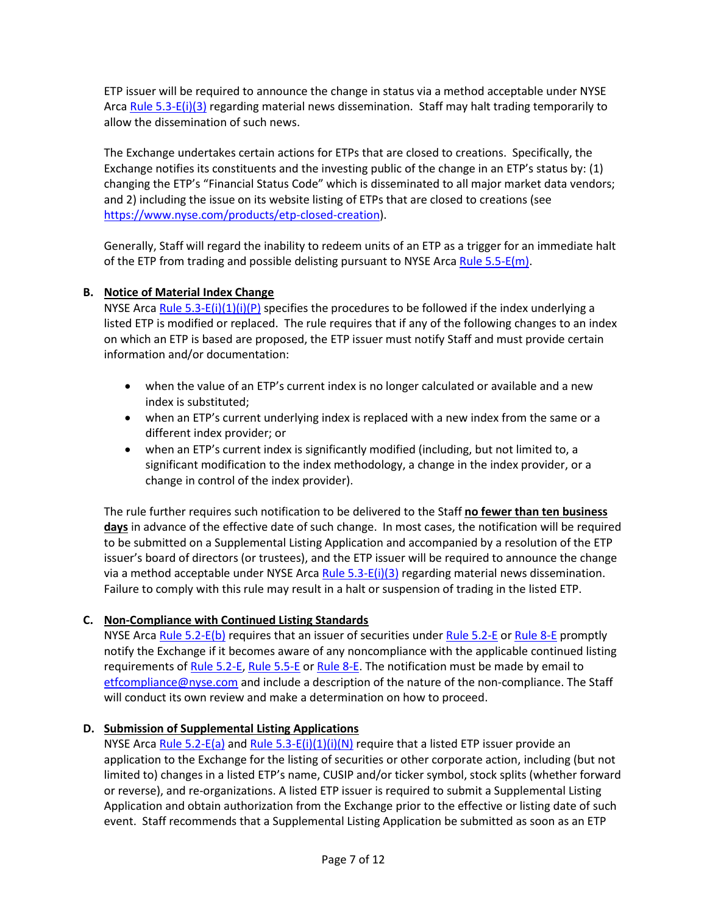ETP issuer will be required to announce the change in status via a method acceptable under NYSE Arca [Rule 5.3-E(i)(3)](#) regarding material news dissemination. Staff may halt trading temporarily to allow the dissemination of such news.

The Exchange undertakes certain actions for ETPs that are closed to creations. Specifically, the Exchange notifies its constituents and the investing public of the change in an ETP's status by: (1) changing the ETP's "Financial Status Code" which is disseminated to all major market data vendors; and 2) including the issue on its website listing of ETPs that are closed to creations (see https://www.nyse.com/products/etp-closed-creation).

Generally, Staff will regard the inability to redeem units of an ETP as a trigger for an immediate halt of the ETP from trading and possible delisting pursuant to NYSE Arca Rule 5.5-E(m).

**B. Notice of Material Index Change**

NYSE Arca Rule 5.3-E(i)(1)(i)(P) specifies the procedures to be followed if the index underlying a listed ETP is modified or replaced. The rule requires that if any of the following changes to an index on which an ETP is based are proposed, the ETP issuer must notify Staff and must provide certain information and/or documentation:

- when the value of an ETP's current index is no longer calculated or available and a new index is substituted;
- when an ETP's current underlying index is replaced with a new index from the same or a different index provider; or
- when an ETP's current index is significantly modified (including, but not limited to, a significant modification to the index methodology, a change in the index provider, or a change in control of the index provider).

The rule further requires such notification to be delivered to the Staff **no fewer than ten business days** in advance of the effective date of such change. In most cases, the notification will be required to be submitted on a Supplemental Listing Application and accompanied by a resolution of the ETP issuer's board of directors (or trustees), and the ETP issuer will be required to announce the change via a method acceptable under NYSE Arca Rule 5.3-E(i)(3) regarding material news dissemination. Failure to comply with this rule may result in a halt or suspension of trading in the listed ETP.

**C. Non-Compliance with Continued Listing Standards**

NYSE Arca Rule 5.2-E(b) requires that an issuer of securities under Rule 5.2-E or Rule 8-E promptly notify the Exchange if it becomes aware of any noncompliance with the applicable continued listing requirements of Rule 5.2-E, Rule 5.5-E or Rule 8-E. The notification must be made by email to etfcompliance@nyse.com and include a description of the nature of the non-compliance. The Staff will conduct its own review and make a determination on how to proceed.

**D. Submission of Supplemental Listing Applications**

NYSE Arca Rule 5.2-E(a) and Rule 5.3-E(i)(1)(i)(N) require that a listed ETP issuer provide an application to the Exchange for the listing of securities or other corporate action, including (but not limited to) changes in a listed ETP's name, CUSIP and/or ticker symbol, stock splits (whether forward or reverse), and re-organizations. A listed ETP issuer is required to submit a Supplemental Listing Application and obtain authorization from the Exchange prior to the effective or listing date of such event. Staff recommends that a Supplemental Listing Application be submitted as soon as an ETP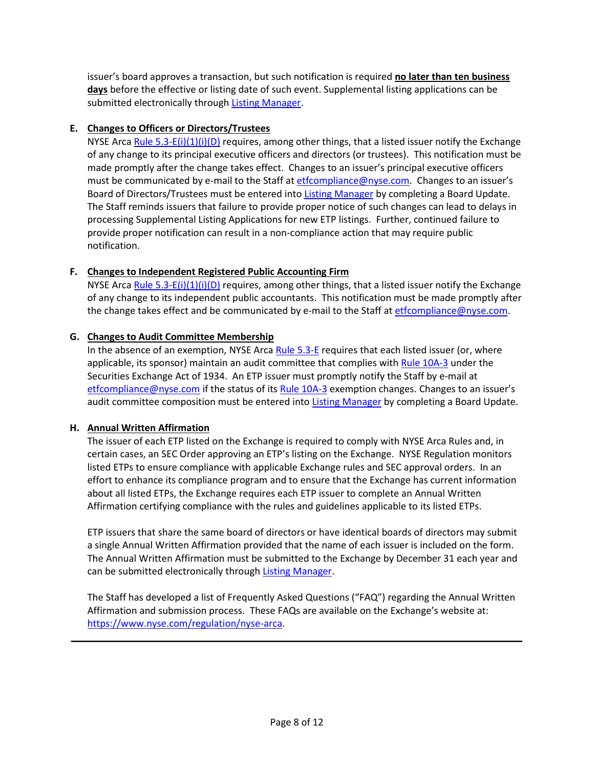issuer's board approves a transaction, but such notification is required **no later than ten business days** before the effective or listing date of such event. Supplemental listing applications can be submitted electronically through Listing Manager.

**E. Changes to Officers or Directors/Trustees**

NYSE Arca Rule 5.3-E(i)(1)(i)(D) requires, among other things, that a listed issuer notify the Exchange of any change to its principal executive officers and directors (or trustees). This notification must be made promptly after the change takes effect. Changes to an issuer's principal executive officers must be communicated by e-mail to the Staff at etfcompliance@nyse.com. Changes to an issuer's Board of Directors/Trustees must be entered into Listing Manager by completing a Board Update. The Staff reminds issuers that failure to provide proper notice of such changes can lead to delays in processing Supplemental Listing Applications for new ETP listings. Further, continued failure to provide proper notification can result in a non-compliance action that may require public notification.

**F. Changes to Independent Registered Public Accounting Firm**

NYSE Arca Rule 5.3-E(i)(1)(i)(D) requires, among other things, that a listed issuer notify the Exchange of any change to its independent public accountants. This notification must be made promptly after the change takes effect and be communicated by e-mail to the Staff at etfcompliance@nyse.com.

**G. Changes to Audit Committee Membership**

In the absence of an exemption, NYSE Arca Rule 5.3-E requires that each listed issuer (or, where applicable, its sponsor) maintain an audit committee that complies with Rule 10A-3 under the Securities Exchange Act of 1934. An ETP issuer must promptly notify the Staff by e-mail at etfcompliance@nyse.com if the status of its Rule 10A-3 exemption changes. Changes to an issuer's audit committee composition must be entered into Listing Manager by completing a Board Update.

**H. Annual Written Affirmation**

The issuer of each ETP listed on the Exchange is required to comply with NYSE Arca Rules and, in certain cases, an SEC Order approving an ETP's listing on the Exchange. NYSE Regulation monitors listed ETPs to ensure compliance with applicable Exchange rules and SEC approval orders. In an effort to enhance its compliance program and to ensure that the Exchange has current information about all listed ETPs, the Exchange requires each ETP issuer to complete an Annual Written Affirmation certifying compliance with the rules and guidelines applicable to its listed ETPs.

ETP issuers that share the same board of directors or have identical boards of directors may submit a single Annual Written Affirmation provided that the name of each issuer is included on the form. The Annual Written Affirmation must be submitted to the Exchange by December 31 each year and can be submitted electronically through Listing Manager.

The Staff has developed a list of Frequently Asked Questions ("FAQ") regarding the Annual Written Affirmation and submission process. These FAQs are available on the Exchange's website at: https://www.nyse.com/regulation/nyse-arca.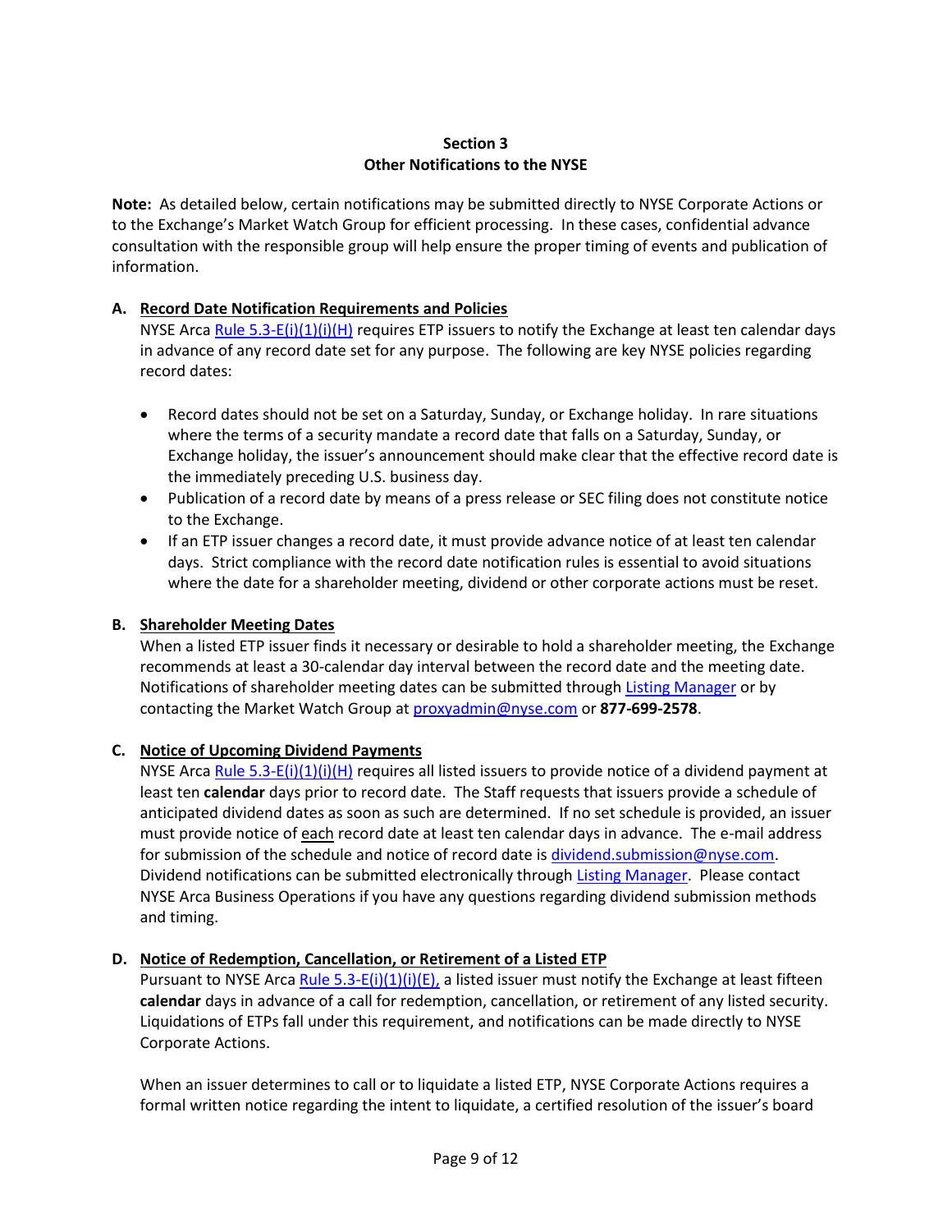## Section 3
## Other Notifications to the NYSE

**Note:** As detailed below, certain notifications may be submitted directly to NYSE Corporate Actions or to the Exchange's Market Watch Group for efficient processing. In these cases, confidential advance consultation with the responsible group will help ensure the proper timing of events and publication of information.

### A. Record Date Notification Requirements and Policies

NYSE Arca Rule 5.3-E(i)(1)(i)(H) requires ETP issuers to notify the Exchange at least ten calendar days in advance of any record date set for any purpose. The following are key NYSE policies regarding record dates:

- Record dates should not be set on a Saturday, Sunday, or Exchange holiday. In rare situations where the terms of a security mandate a record date that falls on a Saturday, Sunday, or Exchange holiday, the issuer's announcement should make clear that the effective record date is the immediately preceding U.S. business day.
- Publication of a record date by means of a press release or SEC filing does not constitute notice to the Exchange.
- If an ETP issuer changes a record date, it must provide advance notice of at least ten calendar days. Strict compliance with the record date notification rules is essential to avoid situations where the date for a shareholder meeting, dividend or other corporate actions must be reset.

### B. Shareholder Meeting Dates

When a listed ETP issuer finds it necessary or desirable to hold a shareholder meeting, the Exchange recommends at least a 30-calendar day interval between the record date and the meeting date. Notifications of shareholder meeting dates can be submitted through Listing Manager or by contacting the Market Watch Group at proxyadmin@nyse.com or **877-699-2578**.

### C. Notice of Upcoming Dividend Payments

NYSE Arca Rule 5.3-E(i)(1)(i)(H) requires all listed issuers to provide notice of a dividend payment at least ten **calendar** days prior to record date. The Staff requests that issuers provide a schedule of anticipated dividend dates as soon as such are determined. If no set schedule is provided, an issuer must provide notice of each record date at least ten calendar days in advance. The e-mail address for submission of the schedule and notice of record date is dividend.submission@nyse.com. Dividend notifications can be submitted electronically through Listing Manager. Please contact NYSE Arca Business Operations if you have any questions regarding dividend submission methods and timing.

### D. Notice of Redemption, Cancellation, or Retirement of a Listed ETP

Pursuant to NYSE Arca Rule 5.3-E(i)(1)(i)(E), a listed issuer must notify the Exchange at least fifteen **calendar** days in advance of a call for redemption, cancellation, or retirement of any listed security. Liquidations of ETPs fall under this requirement, and notifications can be made directly to NYSE Corporate Actions.

When an issuer determines to call or to liquidate a listed ETP, NYSE Corporate Actions requires a formal written notice regarding the intent to liquidate, a certified resolution of the issuer's board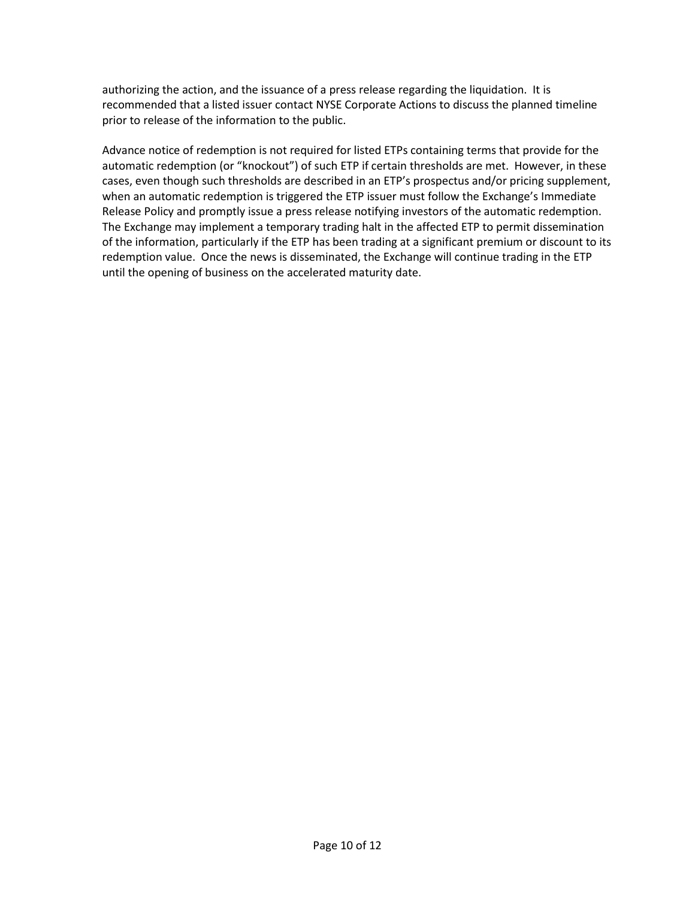authorizing the action, and the issuance of a press release regarding the liquidation. It is recommended that a listed issuer contact NYSE Corporate Actions to discuss the planned timeline prior to release of the information to the public.

Advance notice of redemption is not required for listed ETPs containing terms that provide for the automatic redemption (or "knockout") of such ETP if certain thresholds are met. However, in these cases, even though such thresholds are described in an ETP's prospectus and/or pricing supplement, when an automatic redemption is triggered the ETP issuer must follow the Exchange's Immediate Release Policy and promptly issue a press release notifying investors of the automatic redemption. The Exchange may implement a temporary trading halt in the affected ETP to permit dissemination of the information, particularly if the ETP has been trading at a significant premium or discount to its redemption value. Once the news is disseminated, the Exchange will continue trading in the ETP until the opening of business on the accelerated maturity date.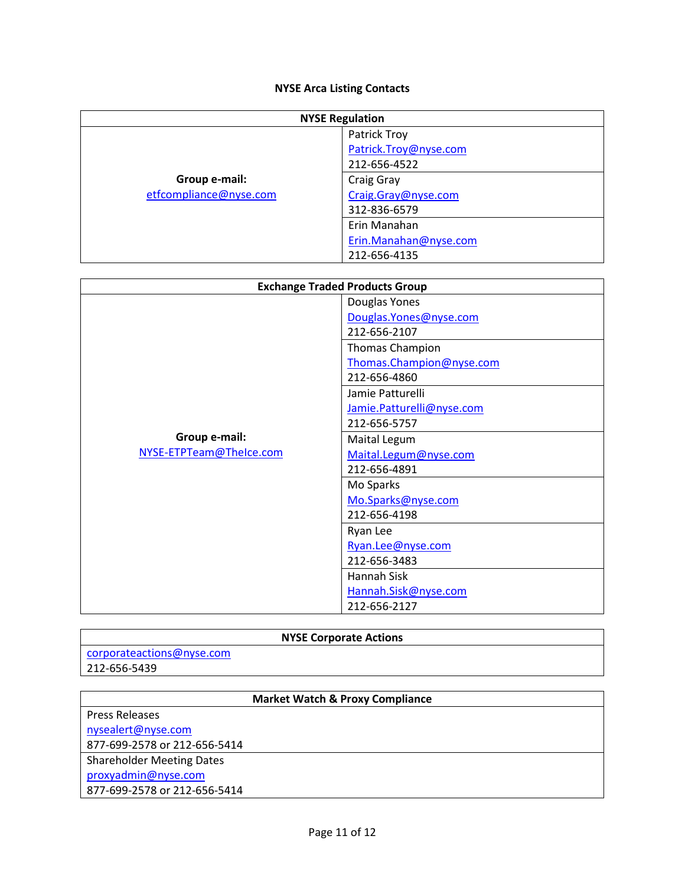# NYSE Arca Listing Contacts

| NYSE Regulation | |
|---|---|
| **Group e-mail:** etfcompliance@nyse.com | Patrick Troy<br>Patrick.Troy@nyse.com<br>212-656-4522 |
| | Craig Gray<br>Craig.Gray@nyse.com<br>312-836-6579 |
| | Erin Manahan<br>Erin.Manahan@nyse.com<br>212-656-4135 |

| Exchange Traded Products Group | |
|---|---|
| **Group e-mail:** NYSE-ETPTeam@TheIce.com | Douglas Yones<br>Douglas.Yones@nyse.com<br>212-656-2107 |
| | Thomas Champion<br>Thomas.Champion@nyse.com<br>212-656-4860 |
| | Jamie Patturelli<br>Jamie.Patturelli@nyse.com<br>212-656-5757 |
| | Maital Legum<br>Maital.Legum@nyse.com<br>212-656-4891 |
| | Mo Sparks<br>Mo.Sparks@nyse.com<br>212-656-4198 |
| | Ryan Lee<br>Ryan.Lee@nyse.com<br>212-656-3483 |
| | Hannah Sisk<br>Hannah.Sisk@nyse.com<br>212-656-2127 |

| NYSE Corporate Actions |
|---|
| corporateactions@nyse.com<br>212-656-5439 |

| Market Watch & Proxy Compliance |
|---|
| Press Releases<br>nysealert@nyse.com<br>877-699-2578 or 212-656-5414 |
| Shareholder Meeting Dates<br>proxyadmin@nyse.com<br>877-699-2578 or 212-656-5414 |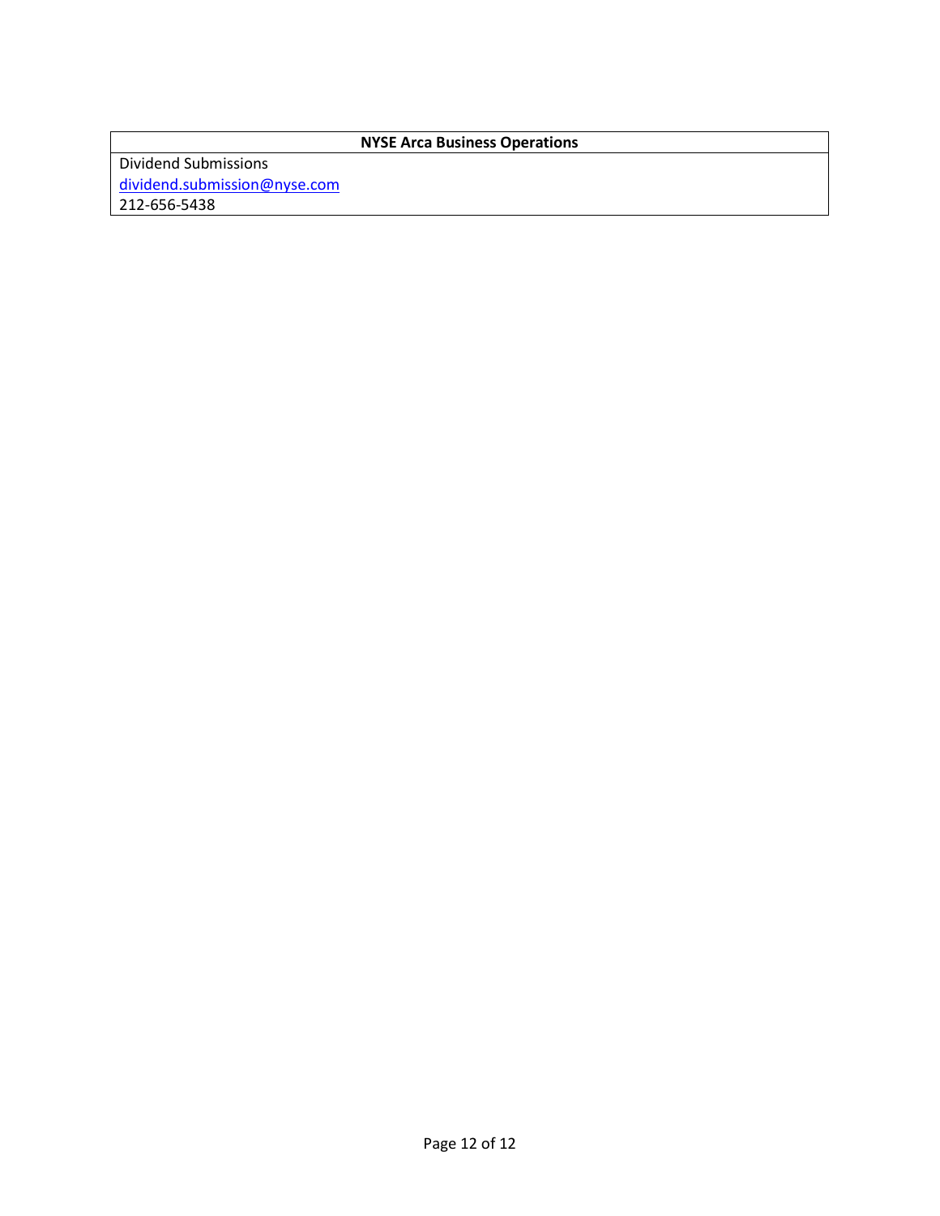| NYSE Arca Business Operations |
| --- |
| Dividend Submissions<br>dividend.submission@nyse.com<br>212-656-5438 |